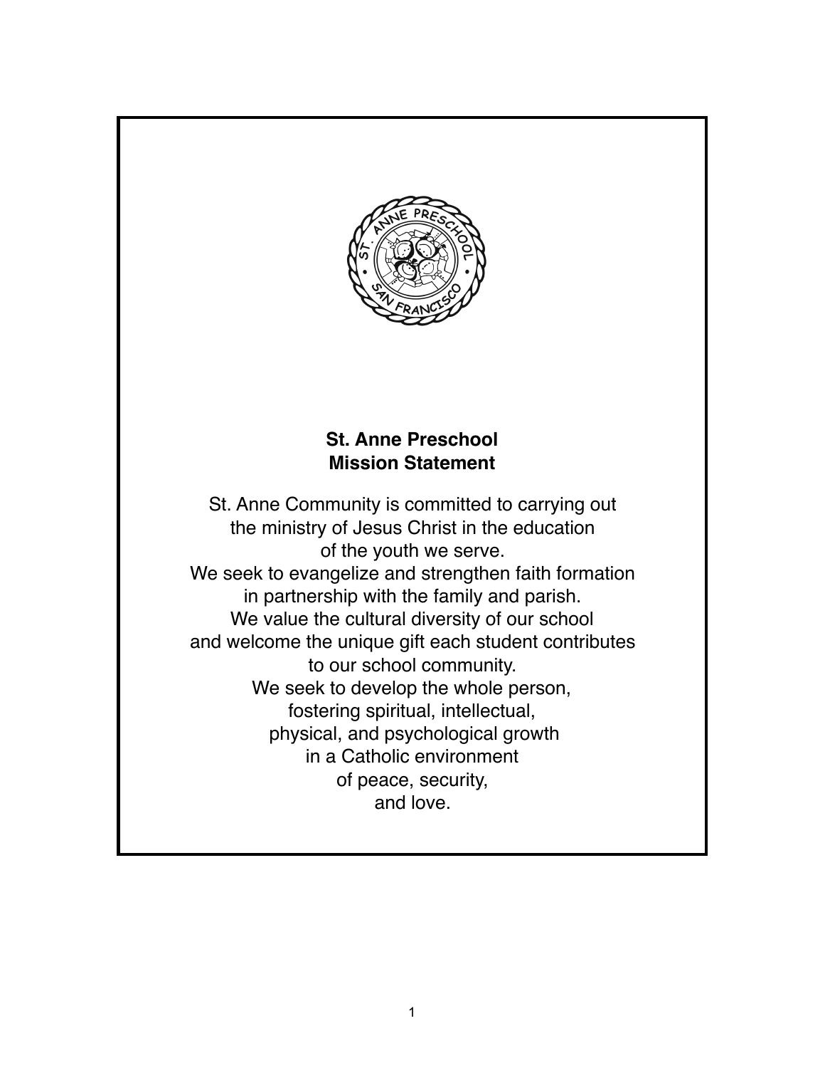**St. Anne Preschool**
**Mission Statement**

St. Anne Community is committed to carrying out
the ministry of Jesus Christ in the education
of the youth we serve.
We seek to evangelize and strengthen faith formation
in partnership with the family and parish.
We value the cultural diversity of our school
and welcome the unique gift each student contributes
to our school community.
We seek to develop the whole person,
fostering spiritual, intellectual,
physical, and psychological growth
in a Catholic environment
of peace, security,
and love.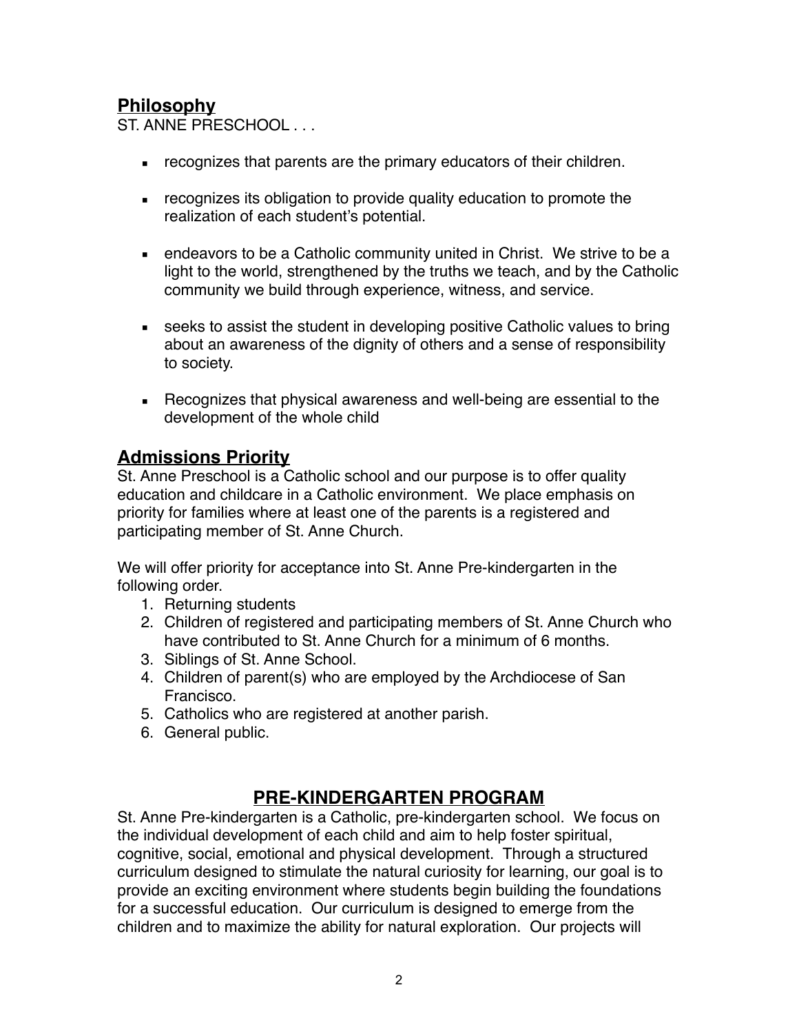## Philosophy

ST. ANNE PRESCHOOL . . .

- recognizes that parents are the primary educators of their children.
- recognizes its obligation to provide quality education to promote the realization of each student's potential.
- endeavors to be a Catholic community united in Christ. We strive to be a light to the world, strengthened by the truths we teach, and by the Catholic community we build through experience, witness, and service.
- seeks to assist the student in developing positive Catholic values to bring about an awareness of the dignity of others and a sense of responsibility to society.
- Recognizes that physical awareness and well-being are essential to the development of the whole child

## Admissions Priority

St. Anne Preschool is a Catholic school and our purpose is to offer quality education and childcare in a Catholic environment. We place emphasis on priority for families where at least one of the parents is a registered and participating member of St. Anne Church.

We will offer priority for acceptance into St. Anne Pre-kindergarten in the following order.

1. Returning students
2. Children of registered and participating members of St. Anne Church who have contributed to St. Anne Church for a minimum of 6 months.
3. Siblings of St. Anne School.
4. Children of parent(s) who are employed by the Archdiocese of San Francisco.
5. Catholics who are registered at another parish.
6. General public.

## PRE-KINDERGARTEN PROGRAM

St. Anne Pre-kindergarten is a Catholic, pre-kindergarten school. We focus on the individual development of each child and aim to help foster spiritual, cognitive, social, emotional and physical development. Through a structured curriculum designed to stimulate the natural curiosity for learning, our goal is to provide an exciting environment where students begin building the foundations for a successful education. Our curriculum is designed to emerge from the children and to maximize the ability for natural exploration. Our projects will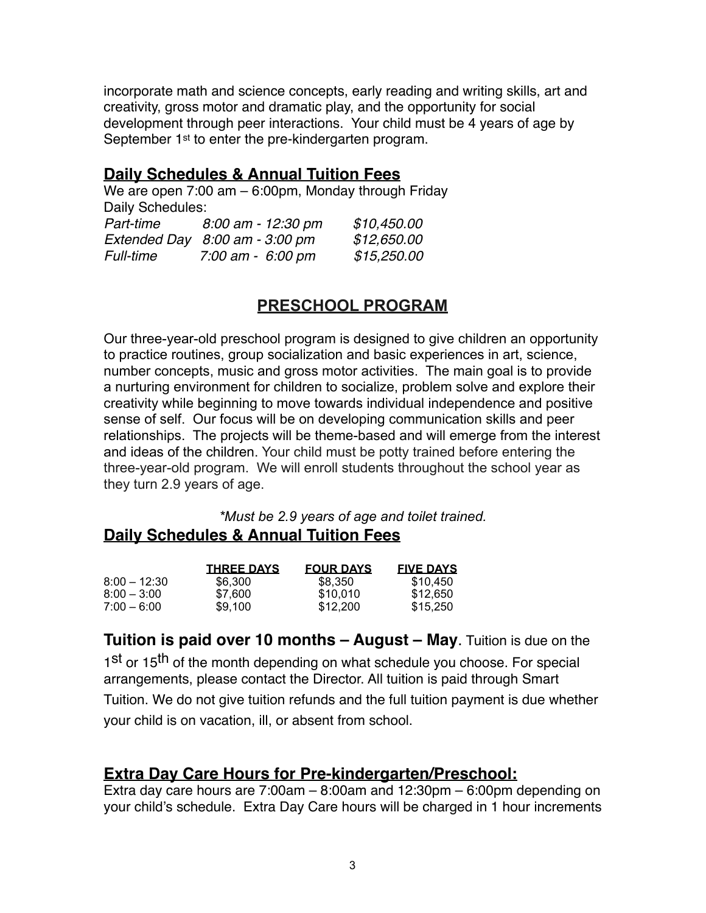incorporate math and science concepts, early reading and writing skills, art and creativity, gross motor and dramatic play, and the opportunity for social development through peer interactions. Your child must be 4 years of age by September 1st to enter the pre-kindergarten program.

## Daily Schedules & Annual Tuition Fees

We are open 7:00 am – 6:00pm, Monday through Friday

Daily Schedules:

| | | |
|---|---|---|
| *Part-time* | *8:00 am - 12:30 pm* | *$10,450.00* |
| *Extended Day* | *8:00 am - 3:00 pm* | *$12,650.00* |
| *Full-time* | *7:00 am - 6:00 pm* | *$15,250.00* |

## PRESCHOOL PROGRAM

Our three-year-old preschool program is designed to give children an opportunity to practice routines, group socialization and basic experiences in art, science, number concepts, music and gross motor activities. The main goal is to provide a nurturing environment for children to socialize, problem solve and explore their creativity while beginning to move towards individual independence and positive sense of self. Our focus will be on developing communication skills and peer relationships. The projects will be theme-based and will emerge from the interest and ideas of the children. Your child must be potty trained before entering the three-year-old program. We will enroll students throughout the school year as they turn 2.9 years of age.

*\*Must be 2.9 years of age and toilet trained.*

## Daily Schedules & Annual Tuition Fees

| | THREE DAYS | FOUR DAYS | FIVE DAYS |
|---|---|---|---|
| 8:00 – 12:30 | $6,300 | $8,350 | $10,450 |
| 8:00 – 3:00 | $7,600 | $10,010 | $12,650 |
| 7:00 – 6:00 | $9,100 | $12,200 | $15,250 |

**Tuition is paid over 10 months – August – May**. Tuition is due on the 1st or 15th of the month depending on what schedule you choose. For special arrangements, please contact the Director. All tuition is paid through Smart Tuition. We do not give tuition refunds and the full tuition payment is due whether your child is on vacation, ill, or absent from school.

## Extra Day Care Hours for Pre-kindergarten/Preschool:

Extra day care hours are 7:00am – 8:00am and 12:30pm – 6:00pm depending on your child's schedule. Extra Day Care hours will be charged in 1 hour increments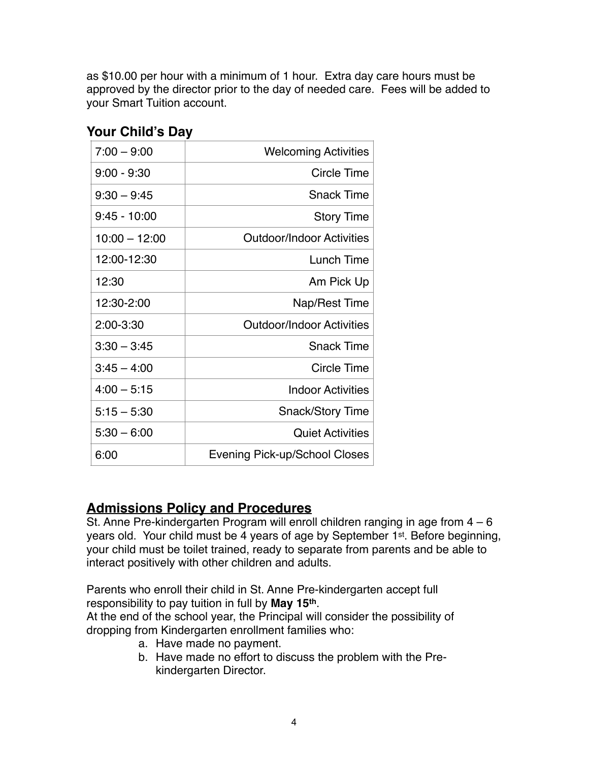as $10.00 per hour with a minimum of 1 hour. Extra day care hours must be approved by the director prior to the day of needed care. Fees will be added to your Smart Tuition account.

## Your Child's Day

| | |
|---|---|
| 7:00 – 9:00 | Welcoming Activities |
| 9:00 - 9:30 | Circle Time |
| 9:30 – 9:45 | Snack Time |
| 9:45 - 10:00 | Story Time |
| 10:00 – 12:00 | Outdoor/Indoor Activities |
| 12:00-12:30 | Lunch Time |
| 12:30 | Am Pick Up |
| 12:30-2:00 | Nap/Rest Time |
| 2:00-3:30 | Outdoor/Indoor Activities |
| 3:30 – 3:45 | Snack Time |
| 3:45 – 4:00 | Circle Time |
| 4:00 – 5:15 | Indoor Activities |
| 5:15 – 5:30 | Snack/Story Time |
| 5:30 – 6:00 | Quiet Activities |
| 6:00 | Evening Pick-up/School Closes |

## Admissions Policy and Procedures

St. Anne Pre-kindergarten Program will enroll children ranging in age from 4 – 6 years old. Your child must be 4 years of age by September 1st. Before beginning, your child must be toilet trained, ready to separate from parents and be able to interact positively with other children and adults.

Parents who enroll their child in St. Anne Pre-kindergarten accept full responsibility to pay tuition in full by **May 15th**.

At the end of the school year, the Principal will consider the possibility of dropping from Kindergarten enrollment families who:

a. Have made no payment.
b. Have made no effort to discuss the problem with the Pre-kindergarten Director.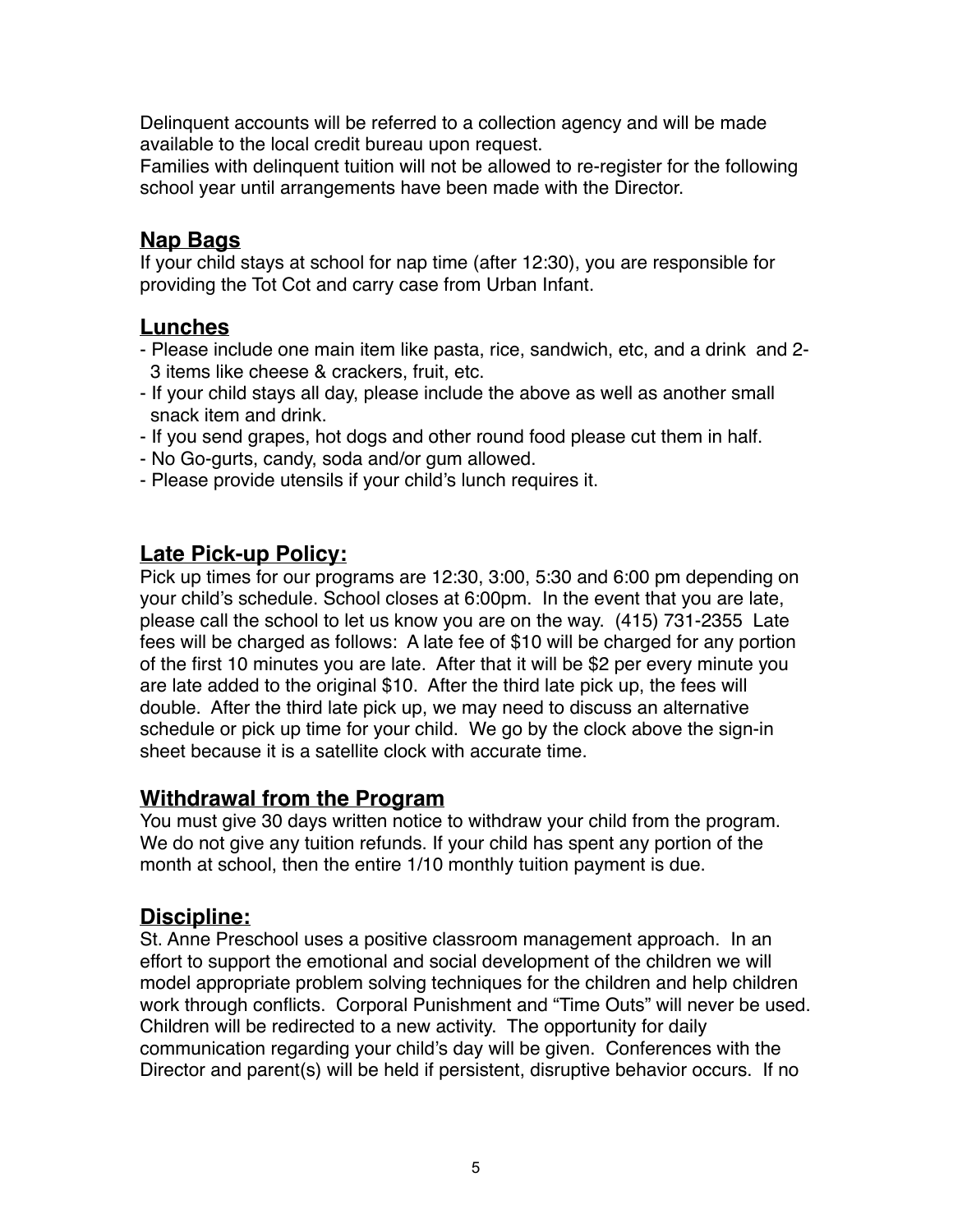Delinquent accounts will be referred to a collection agency and will be made available to the local credit bureau upon request.
Families with delinquent tuition will not be allowed to re-register for the following school year until arrangements have been made with the Director.

## Nap Bags

If your child stays at school for nap time (after 12:30), you are responsible for providing the Tot Cot and carry case from Urban Infant.

## Lunches

- Please include one main item like pasta, rice, sandwich, etc, and a drink and 2-3 items like cheese & crackers, fruit, etc.
- If your child stays all day, please include the above as well as another small snack item and drink.
- If you send grapes, hot dogs and other round food please cut them in half.
- No Go-gurts, candy, soda and/or gum allowed.
- Please provide utensils if your child's lunch requires it.

## Late Pick-up Policy:

Pick up times for our programs are 12:30, 3:00, 5:30 and 6:00 pm depending on your child's schedule. School closes at 6:00pm. In the event that you are late, please call the school to let us know you are on the way. (415) 731-2355 Late fees will be charged as follows: A late fee of $10 will be charged for any portion of the first 10 minutes you are late. After that it will be $2 per every minute you are late added to the original $10. After the third late pick up, the fees will double. After the third late pick up, we may need to discuss an alternative schedule or pick up time for your child. We go by the clock above the sign-in sheet because it is a satellite clock with accurate time.

## Withdrawal from the Program

You must give 30 days written notice to withdraw your child from the program. We do not give any tuition refunds. If your child has spent any portion of the month at school, then the entire 1/10 monthly tuition payment is due.

## Discipline:

St. Anne Preschool uses a positive classroom management approach. In an effort to support the emotional and social development of the children we will model appropriate problem solving techniques for the children and help children work through conflicts. Corporal Punishment and "Time Outs" will never be used. Children will be redirected to a new activity. The opportunity for daily communication regarding your child's day will be given. Conferences with the Director and parent(s) will be held if persistent, disruptive behavior occurs. If no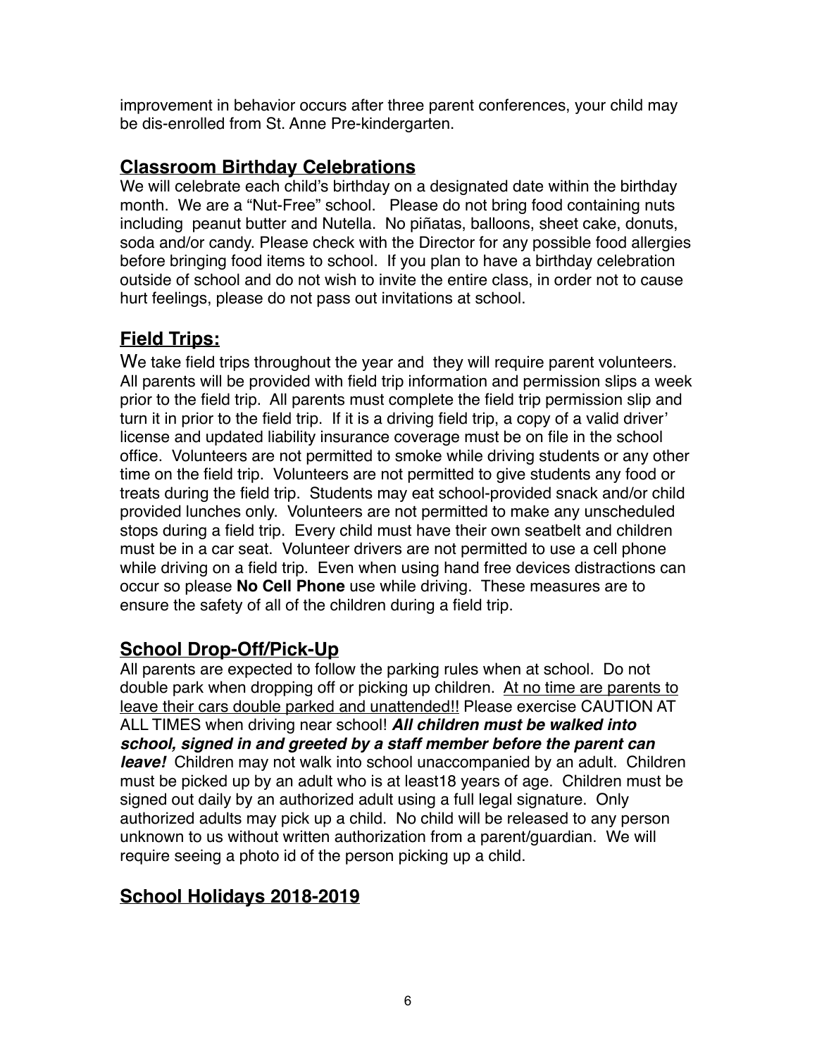improvement in behavior occurs after three parent conferences, your child may be dis-enrolled from St. Anne Pre-kindergarten.

## Classroom Birthday Celebrations

We will celebrate each child's birthday on a designated date within the birthday month. We are a "Nut-Free" school. Please do not bring food containing nuts including peanut butter and Nutella. No piñatas, balloons, sheet cake, donuts, soda and/or candy. Please check with the Director for any possible food allergies before bringing food items to school. If you plan to have a birthday celebration outside of school and do not wish to invite the entire class, in order not to cause hurt feelings, please do not pass out invitations at school.

## Field Trips:

We take field trips throughout the year and they will require parent volunteers. All parents will be provided with field trip information and permission slips a week prior to the field trip. All parents must complete the field trip permission slip and turn it in prior to the field trip. If it is a driving field trip, a copy of a valid driver' license and updated liability insurance coverage must be on file in the school office. Volunteers are not permitted to smoke while driving students or any other time on the field trip. Volunteers are not permitted to give students any food or treats during the field trip. Students may eat school-provided snack and/or child provided lunches only. Volunteers are not permitted to make any unscheduled stops during a field trip. Every child must have their own seatbelt and children must be in a car seat. Volunteer drivers are not permitted to use a cell phone while driving on a field trip. Even when using hand free devices distractions can occur so please **No Cell Phone** use while driving. These measures are to ensure the safety of all of the children during a field trip.

## School Drop-Off/Pick-Up

All parents are expected to follow the parking rules when at school. Do not double park when dropping off or picking up children. <u>At no time are parents to leave their cars double parked and unattended!!</u> Please exercise CAUTION AT ALL TIMES when driving near school! ***All children must be walked into school, signed in and greeted by a staff member before the parent can leave!*** Children may not walk into school unaccompanied by an adult. Children must be picked up by an adult who is at least18 years of age. Children must be signed out daily by an authorized adult using a full legal signature. Only authorized adults may pick up a child. No child will be released to any person unknown to us without written authorization from a parent/guardian. We will require seeing a photo id of the person picking up a child.

## School Holidays 2018-2019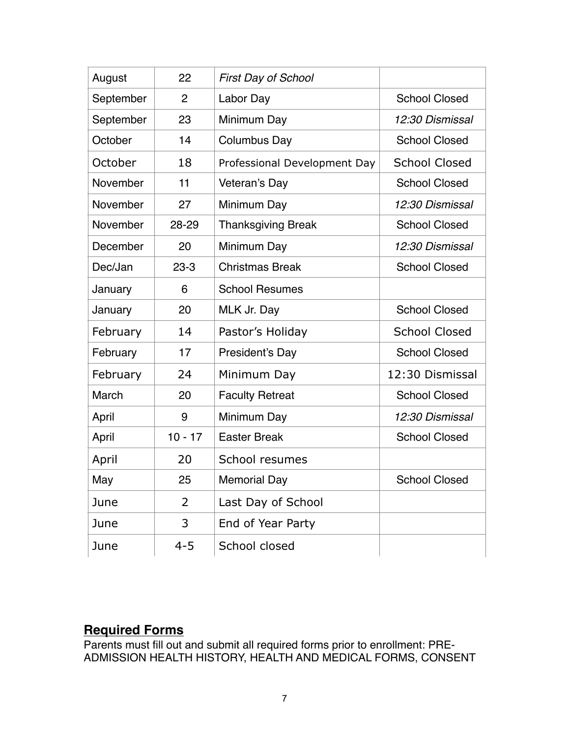| | | | |
|---|---|---|---|
| August | 22 | *First Day of School* | |
| September | 2 | Labor Day | School Closed |
| September | 23 | Minimum Day | *12:30 Dismissal* |
| October | 14 | Columbus Day | School Closed |
| October | 18 | Professional Development Day | School Closed |
| November | 11 | Veteran's Day | School Closed |
| November | 27 | Minimum Day | *12:30 Dismissal* |
| November | 28-29 | Thanksgiving Break | School Closed |
| December | 20 | Minimum Day | *12:30 Dismissal* |
| Dec/Jan | 23-3 | Christmas Break | School Closed |
| January | 6 | School Resumes | |
| January | 20 | MLK Jr. Day | School Closed |
| February | 14 | Pastor's Holiday | School Closed |
| February | 17 | President's Day | School Closed |
| February | 24 | Minimum Day | 12:30 Dismissal |
| March | 20 | Faculty Retreat | School Closed |
| April | 9 | Minimum Day | *12:30 Dismissal* |
| April | 10 - 17 | Easter Break | School Closed |
| April | 20 | School resumes | |
| May | 25 | Memorial Day | School Closed |
| June | 2 | Last Day of School | |
| June | 3 | End of Year Party | |
| June | 4-5 | School closed | |

## Required Forms

Parents must fill out and submit all required forms prior to enrollment: PRE-ADMISSION HEALTH HISTORY, HEALTH AND MEDICAL FORMS, CONSENT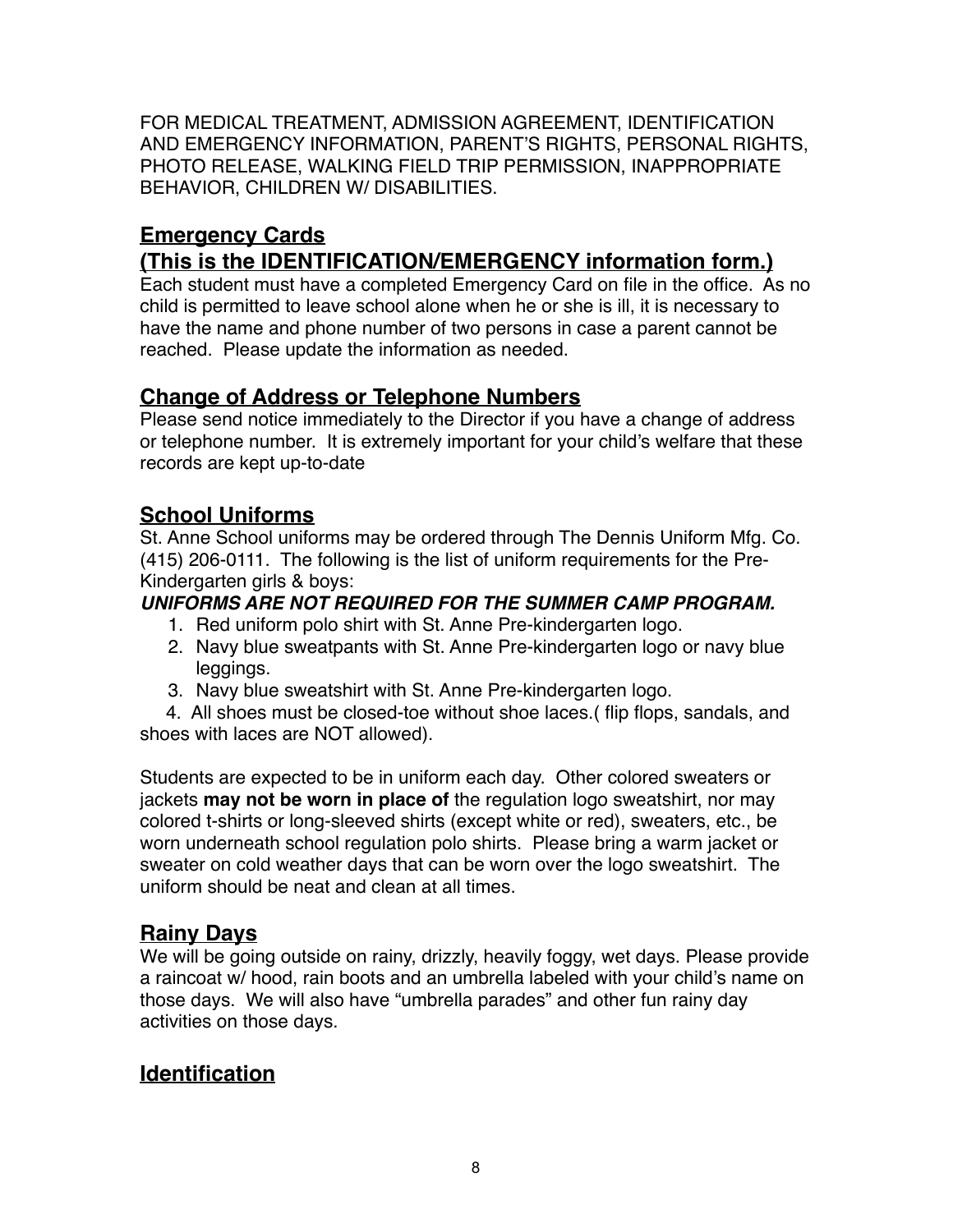FOR MEDICAL TREATMENT, ADMISSION AGREEMENT, IDENTIFICATION AND EMERGENCY INFORMATION, PARENT'S RIGHTS, PERSONAL RIGHTS, PHOTO RELEASE, WALKING FIELD TRIP PERMISSION, INAPPROPRIATE BEHAVIOR, CHILDREN W/ DISABILITIES.

## Emergency Cards
## (This is the IDENTIFICATION/EMERGENCY information form.)

Each student must have a completed Emergency Card on file in the office. As no child is permitted to leave school alone when he or she is ill, it is necessary to have the name and phone number of two persons in case a parent cannot be reached. Please update the information as needed.

## Change of Address or Telephone Numbers

Please send notice immediately to the Director if you have a change of address or telephone number. It is extremely important for your child's welfare that these records are kept up-to-date

## School Uniforms

St. Anne School uniforms may be ordered through The Dennis Uniform Mfg. Co. (415) 206-0111. The following is the list of uniform requirements for the Pre-Kindergarten girls & boys:

***UNIFORMS ARE NOT REQUIRED FOR THE SUMMER CAMP PROGRAM.***

1. Red uniform polo shirt with St. Anne Pre-kindergarten logo.
2. Navy blue sweatpants with St. Anne Pre-kindergarten logo or navy blue leggings.
3. Navy blue sweatshirt with St. Anne Pre-kindergarten logo.
4. All shoes must be closed-toe without shoe laces.( flip flops, sandals, and shoes with laces are NOT allowed).

Students are expected to be in uniform each day. Other colored sweaters or jackets **may not be worn in place of** the regulation logo sweatshirt, nor may colored t-shirts or long-sleeved shirts (except white or red), sweaters, etc., be worn underneath school regulation polo shirts. Please bring a warm jacket or sweater on cold weather days that can be worn over the logo sweatshirt. The uniform should be neat and clean at all times.

## Rainy Days

We will be going outside on rainy, drizzly, heavily foggy, wet days. Please provide a raincoat w/ hood, rain boots and an umbrella labeled with your child's name on those days. We will also have "umbrella parades" and other fun rainy day activities on those days.

## Identification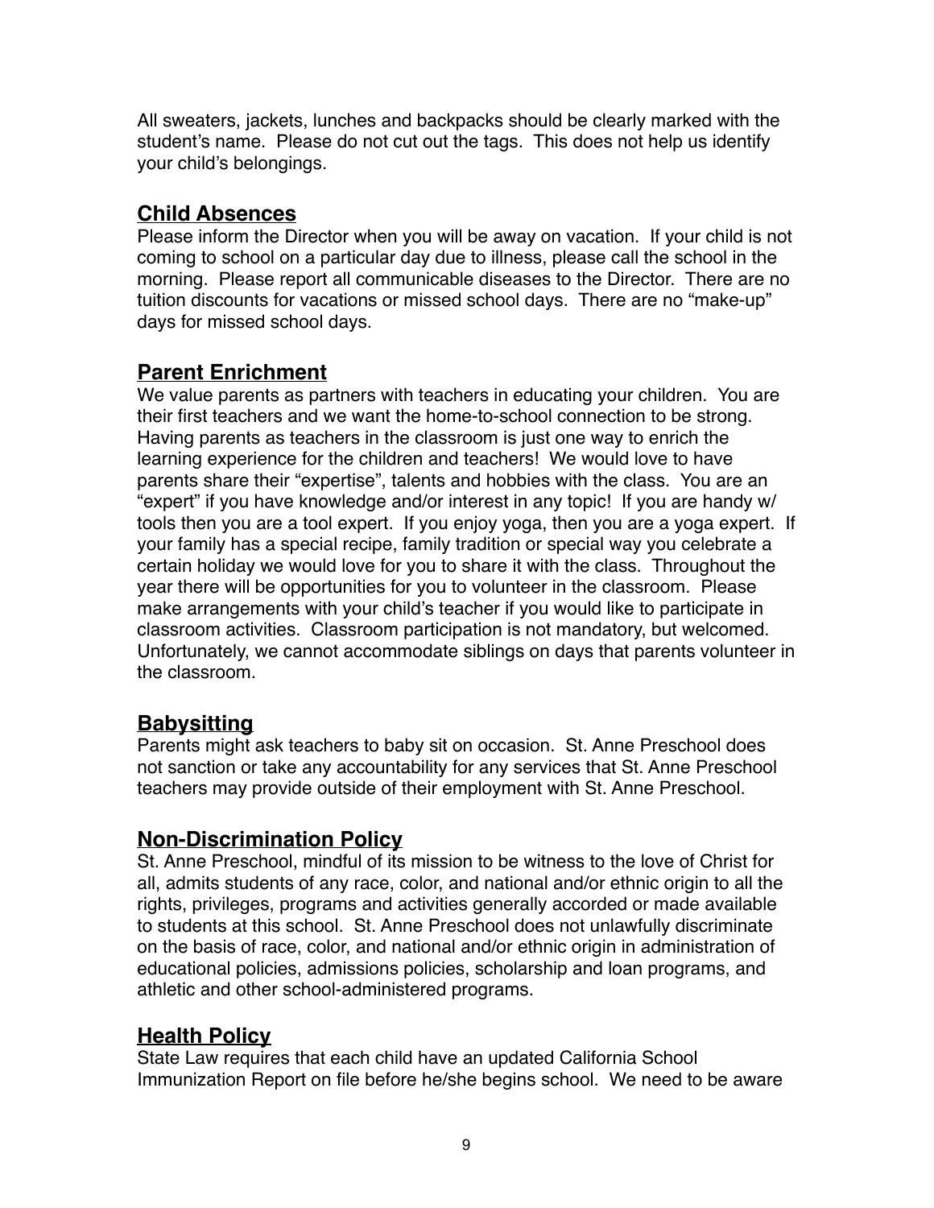All sweaters, jackets, lunches and backpacks should be clearly marked with the student's name. Please do not cut out the tags. This does not help us identify your child's belongings.

## Child Absences

Please inform the Director when you will be away on vacation. If your child is not coming to school on a particular day due to illness, please call the school in the morning. Please report all communicable diseases to the Director. There are no tuition discounts for vacations or missed school days. There are no "make-up" days for missed school days.

## Parent Enrichment

We value parents as partners with teachers in educating your children. You are their first teachers and we want the home-to-school connection to be strong. Having parents as teachers in the classroom is just one way to enrich the learning experience for the children and teachers! We would love to have parents share their "expertise", talents and hobbies with the class. You are an "expert" if you have knowledge and/or interest in any topic! If you are handy w/ tools then you are a tool expert. If you enjoy yoga, then you are a yoga expert. If your family has a special recipe, family tradition or special way you celebrate a certain holiday we would love for you to share it with the class. Throughout the year there will be opportunities for you to volunteer in the classroom. Please make arrangements with your child's teacher if you would like to participate in classroom activities. Classroom participation is not mandatory, but welcomed. Unfortunately, we cannot accommodate siblings on days that parents volunteer in the classroom.

## Babysitting

Parents might ask teachers to baby sit on occasion. St. Anne Preschool does not sanction or take any accountability for any services that St. Anne Preschool teachers may provide outside of their employment with St. Anne Preschool.

## Non-Discrimination Policy

St. Anne Preschool, mindful of its mission to be witness to the love of Christ for all, admits students of any race, color, and national and/or ethnic origin to all the rights, privileges, programs and activities generally accorded or made available to students at this school. St. Anne Preschool does not unlawfully discriminate on the basis of race, color, and national and/or ethnic origin in administration of educational policies, admissions policies, scholarship and loan programs, and athletic and other school-administered programs.

## Health Policy

State Law requires that each child have an updated California School Immunization Report on file before he/she begins school. We need to be aware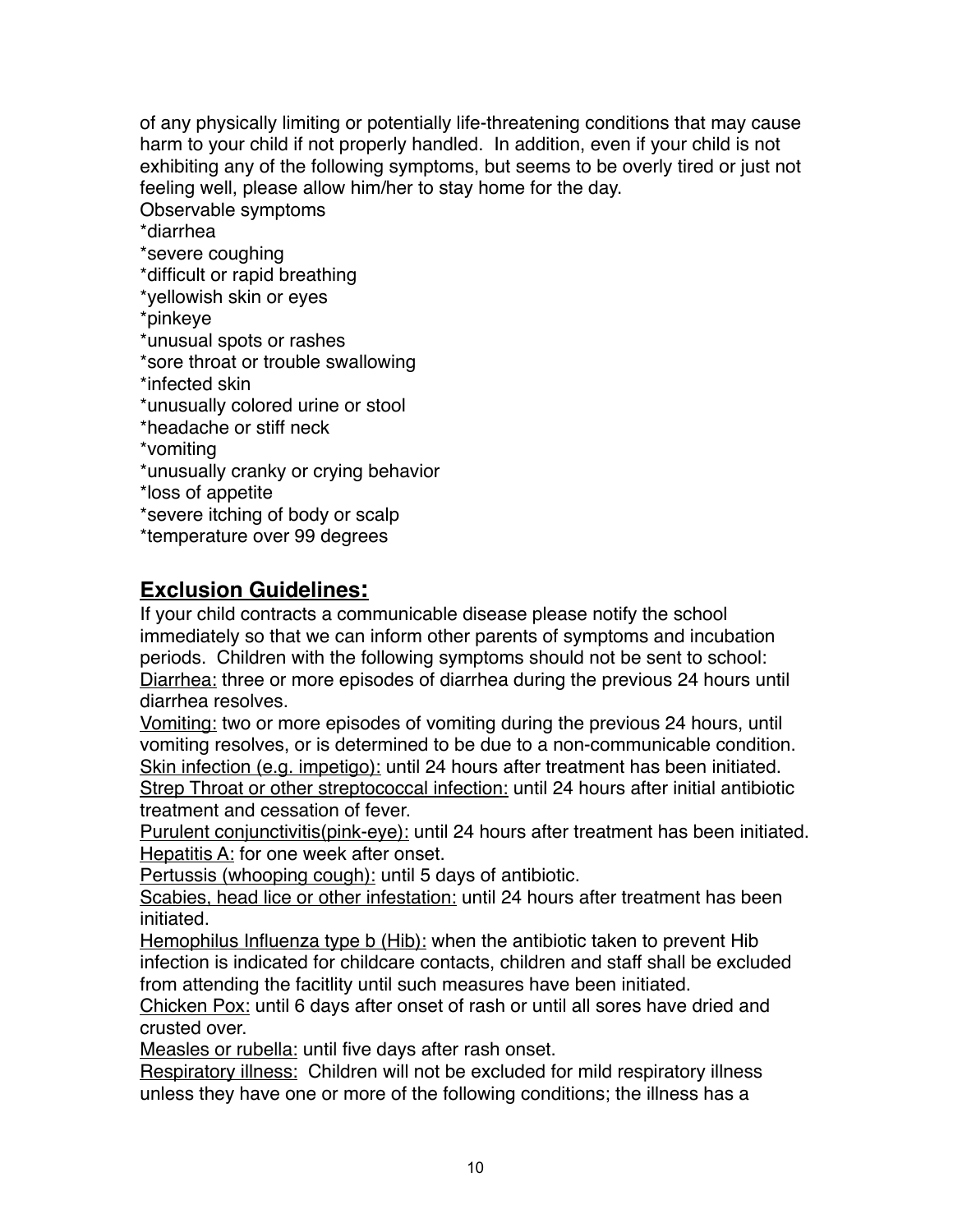of any physically limiting or potentially life-threatening conditions that may cause harm to your child if not properly handled.  In addition, even if your child is not exhibiting any of the following symptoms, but seems to be overly tired or just not feeling well, please allow him/her to stay home for the day.

Observable symptoms

*diarrhea
*severe coughing
*difficult or rapid breathing
*yellowish skin or eyes
*pinkeye
*unusual spots or rashes
*sore throat or trouble swallowing
*infected skin
*unusually colored urine or stool
*headache or stiff neck
*vomiting
*unusually cranky or crying behavior
*loss of appetite
*severe itching of body or scalp
*temperature over 99 degrees

## Exclusion Guidelines:

If your child contracts a communicable disease please notify the school immediately so that we can inform other parents of symptoms and incubation periods.  Children with the following symptoms should not be sent to school:

Diarrhea: three or more episodes of diarrhea during the previous 24 hours until diarrhea resolves.

Vomiting: two or more episodes of vomiting during the previous 24 hours, until vomiting resolves, or is determined to be due to a non-communicable condition.

Skin infection (e.g. impetigo): until 24 hours after treatment has been initiated.

Strep Throat or other streptococcal infection: until 24 hours after initial antibiotic treatment and cessation of fever.

Purulent conjunctivitis(pink-eye): until 24 hours after treatment has been initiated.

Hepatitis A: for one week after onset.

Pertussis (whooping cough): until 5 days of antibiotic.

Scabies, head lice or other infestation: until 24 hours after treatment has been initiated.

Hemophilus Influenza type b (Hib): when the antibiotic taken to prevent Hib infection is indicated for childcare contacts, children and staff shall be excluded from attending the facitlity until such measures have been initiated.

Chicken Pox: until 6 days after onset of rash or until all sores have dried and crusted over.

Measles or rubella: until five days after rash onset.

Respiratory illness:  Children will not be excluded for mild respiratory illness unless they have one or more of the following conditions; the illness has a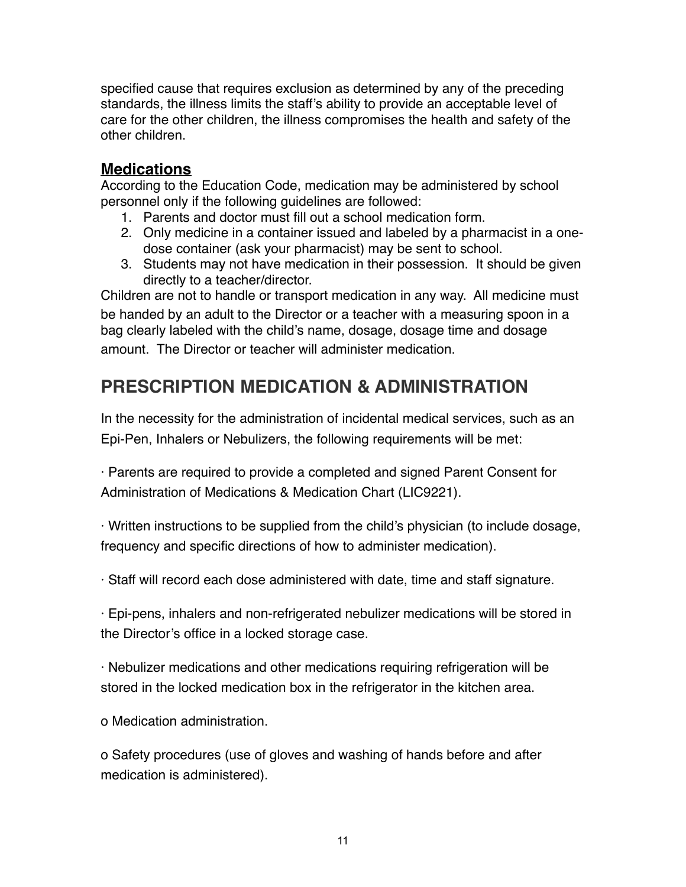specified cause that requires exclusion as determined by any of the preceding standards, the illness limits the staff's ability to provide an acceptable level of care for the other children, the illness compromises the health and safety of the other children.

### **Medications**

According to the Education Code, medication may be administered by school personnel only if the following guidelines are followed:

1. Parents and doctor must fill out a school medication form.
2. Only medicine in a container issued and labeled by a pharmacist in a one-dose container (ask your pharmacist) may be sent to school.
3. Students may not have medication in their possession. It should be given directly to a teacher/director.

Children are not to handle or transport medication in any way. All medicine must be handed by an adult to the Director or a teacher with a measuring spoon in a bag clearly labeled with the child's name, dosage, dosage time and dosage amount. The Director or teacher will administer medication.

## PRESCRIPTION MEDICATION & ADMINISTRATION

In the necessity for the administration of incidental medical services, such as an Epi-Pen, Inhalers or Nebulizers, the following requirements will be met:

· Parents are required to provide a completed and signed Parent Consent for Administration of Medications & Medication Chart (LIC9221).

· Written instructions to be supplied from the child's physician (to include dosage, frequency and specific directions of how to administer medication).

· Staff will record each dose administered with date, time and staff signature.

· Epi-pens, inhalers and non-refrigerated nebulizer medications will be stored in the Director's office in a locked storage case.

· Nebulizer medications and other medications requiring refrigeration will be stored in the locked medication box in the refrigerator in the kitchen area.

o Medication administration.

o Safety procedures (use of gloves and washing of hands before and after medication is administered).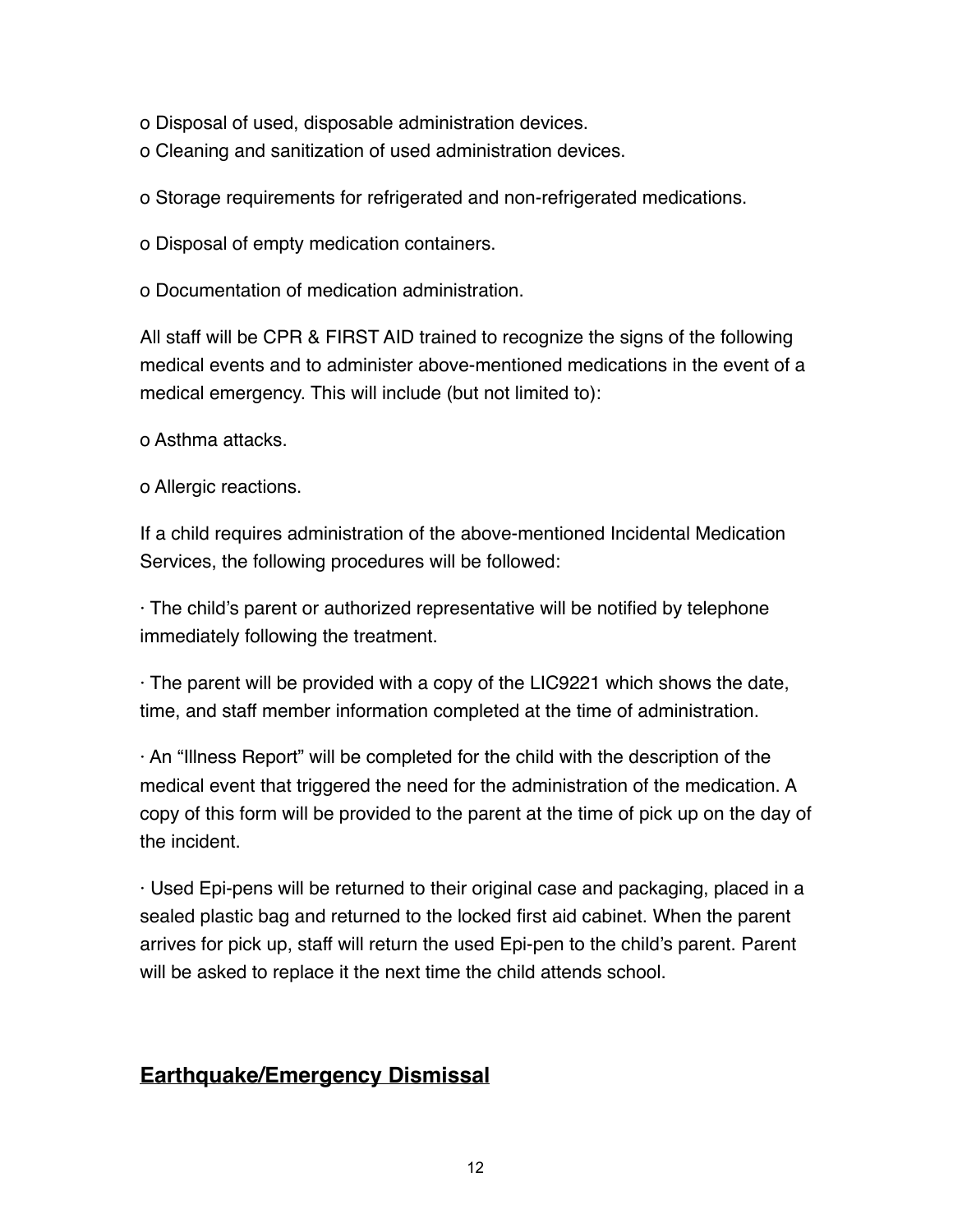o Disposal of used, disposable administration devices.
o Cleaning and sanitization of used administration devices.

o Storage requirements for refrigerated and non-refrigerated medications.

o Disposal of empty medication containers.

o Documentation of medication administration.

All staff will be CPR & FIRST AID trained to recognize the signs of the following medical events and to administer above-mentioned medications in the event of a medical emergency. This will include (but not limited to):

o Asthma attacks.

o Allergic reactions.

If a child requires administration of the above-mentioned Incidental Medication Services, the following procedures will be followed:

· The child's parent or authorized representative will be notified by telephone immediately following the treatment.

· The parent will be provided with a copy of the LIC9221 which shows the date, time, and staff member information completed at the time of administration.

· An "Illness Report" will be completed for the child with the description of the medical event that triggered the need for the administration of the medication. A copy of this form will be provided to the parent at the time of pick up on the day of the incident.

· Used Epi-pens will be returned to their original case and packaging, placed in a sealed plastic bag and returned to the locked first aid cabinet. When the parent arrives for pick up, staff will return the used Epi-pen to the child's parent. Parent will be asked to replace it the next time the child attends school.

## Earthquake/Emergency Dismissal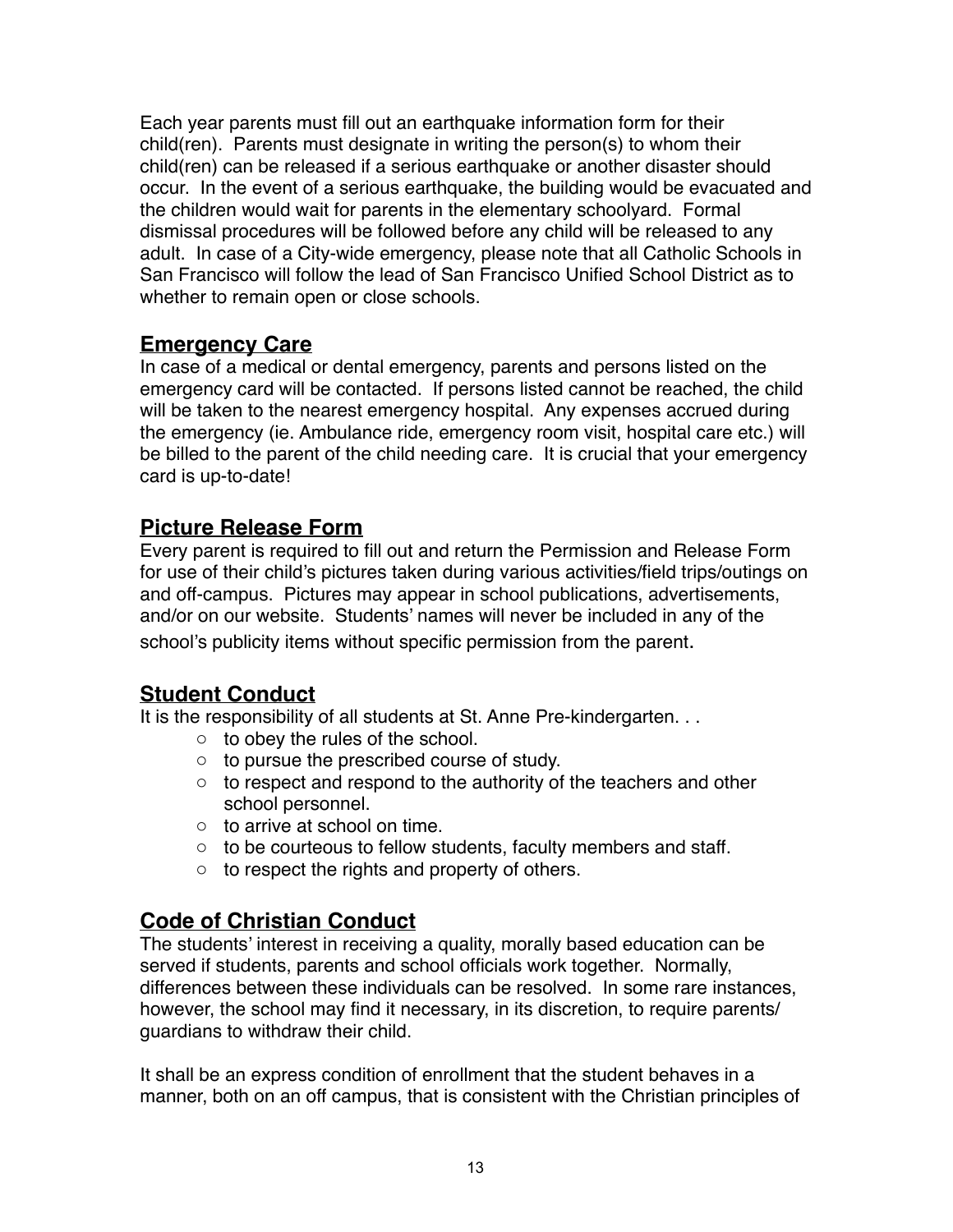Each year parents must fill out an earthquake information form for their child(ren). Parents must designate in writing the person(s) to whom their child(ren) can be released if a serious earthquake or another disaster should occur. In the event of a serious earthquake, the building would be evacuated and the children would wait for parents in the elementary schoolyard. Formal dismissal procedures will be followed before any child will be released to any adult. In case of a City-wide emergency, please note that all Catholic Schools in San Francisco will follow the lead of San Francisco Unified School District as to whether to remain open or close schools.

## Emergency Care

In case of a medical or dental emergency, parents and persons listed on the emergency card will be contacted. If persons listed cannot be reached, the child will be taken to the nearest emergency hospital. Any expenses accrued during the emergency (ie. Ambulance ride, emergency room visit, hospital care etc.) will be billed to the parent of the child needing care. It is crucial that your emergency card is up-to-date!

## Picture Release Form

Every parent is required to fill out and return the Permission and Release Form for use of their child's pictures taken during various activities/field trips/outings on and off-campus. Pictures may appear in school publications, advertisements, and/or on our website. Students' names will never be included in any of the school's publicity items without specific permission from the parent.

## Student Conduct

It is the responsibility of all students at St. Anne Pre-kindergarten. . .

- to obey the rules of the school.
- to pursue the prescribed course of study.
- to respect and respond to the authority of the teachers and other school personnel.
- to arrive at school on time.
- to be courteous to fellow students, faculty members and staff.
- to respect the rights and property of others.

## Code of Christian Conduct

The students' interest in receiving a quality, morally based education can be served if students, parents and school officials work together. Normally, differences between these individuals can be resolved. In some rare instances, however, the school may find it necessary, in its discretion, to require parents/ guardians to withdraw their child.

It shall be an express condition of enrollment that the student behaves in a manner, both on an off campus, that is consistent with the Christian principles of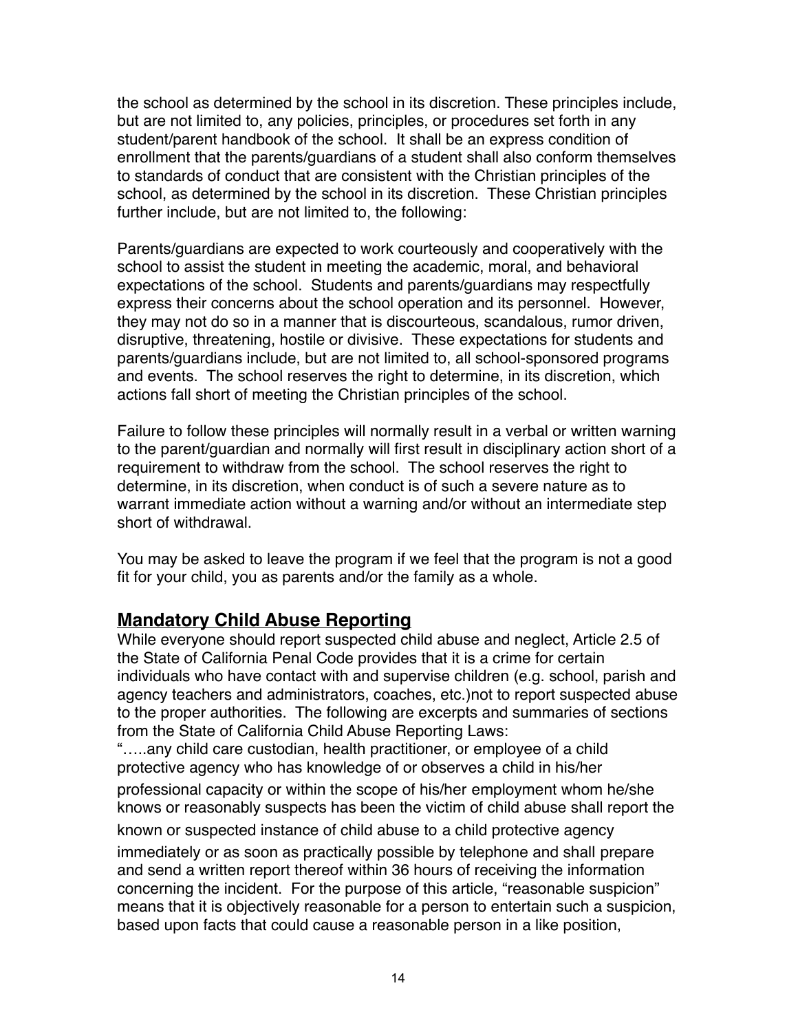the school as determined by the school in its discretion. These principles include, but are not limited to, any policies, principles, or procedures set forth in any student/parent handbook of the school. It shall be an express condition of enrollment that the parents/guardians of a student shall also conform themselves to standards of conduct that are consistent with the Christian principles of the school, as determined by the school in its discretion. These Christian principles further include, but are not limited to, the following:

Parents/guardians are expected to work courteously and cooperatively with the school to assist the student in meeting the academic, moral, and behavioral expectations of the school. Students and parents/guardians may respectfully express their concerns about the school operation and its personnel. However, they may not do so in a manner that is discourteous, scandalous, rumor driven, disruptive, threatening, hostile or divisive. These expectations for students and parents/guardians include, but are not limited to, all school-sponsored programs and events. The school reserves the right to determine, in its discretion, which actions fall short of meeting the Christian principles of the school.

Failure to follow these principles will normally result in a verbal or written warning to the parent/guardian and normally will first result in disciplinary action short of a requirement to withdraw from the school. The school reserves the right to determine, in its discretion, when conduct is of such a severe nature as to warrant immediate action without a warning and/or without an intermediate step short of withdrawal.

You may be asked to leave the program if we feel that the program is not a good fit for your child, you as parents and/or the family as a whole.

## Mandatory Child Abuse Reporting

While everyone should report suspected child abuse and neglect, Article 2.5 of the State of California Penal Code provides that it is a crime for certain individuals who have contact with and supervise children (e.g. school, parish and agency teachers and administrators, coaches, etc.)not to report suspected abuse to the proper authorities. The following are excerpts and summaries of sections from the State of California Child Abuse Reporting Laws:

"…..any child care custodian, health practitioner, or employee of a child protective agency who has knowledge of or observes a child in his/her professional capacity or within the scope of his/her employment whom he/she knows or reasonably suspects has been the victim of child abuse shall report the known or suspected instance of child abuse to a child protective agency immediately or as soon as practically possible by telephone and shall prepare and send a written report thereof within 36 hours of receiving the information concerning the incident. For the purpose of this article, "reasonable suspicion" means that it is objectively reasonable for a person to entertain such a suspicion, based upon facts that could cause a reasonable person in a like position,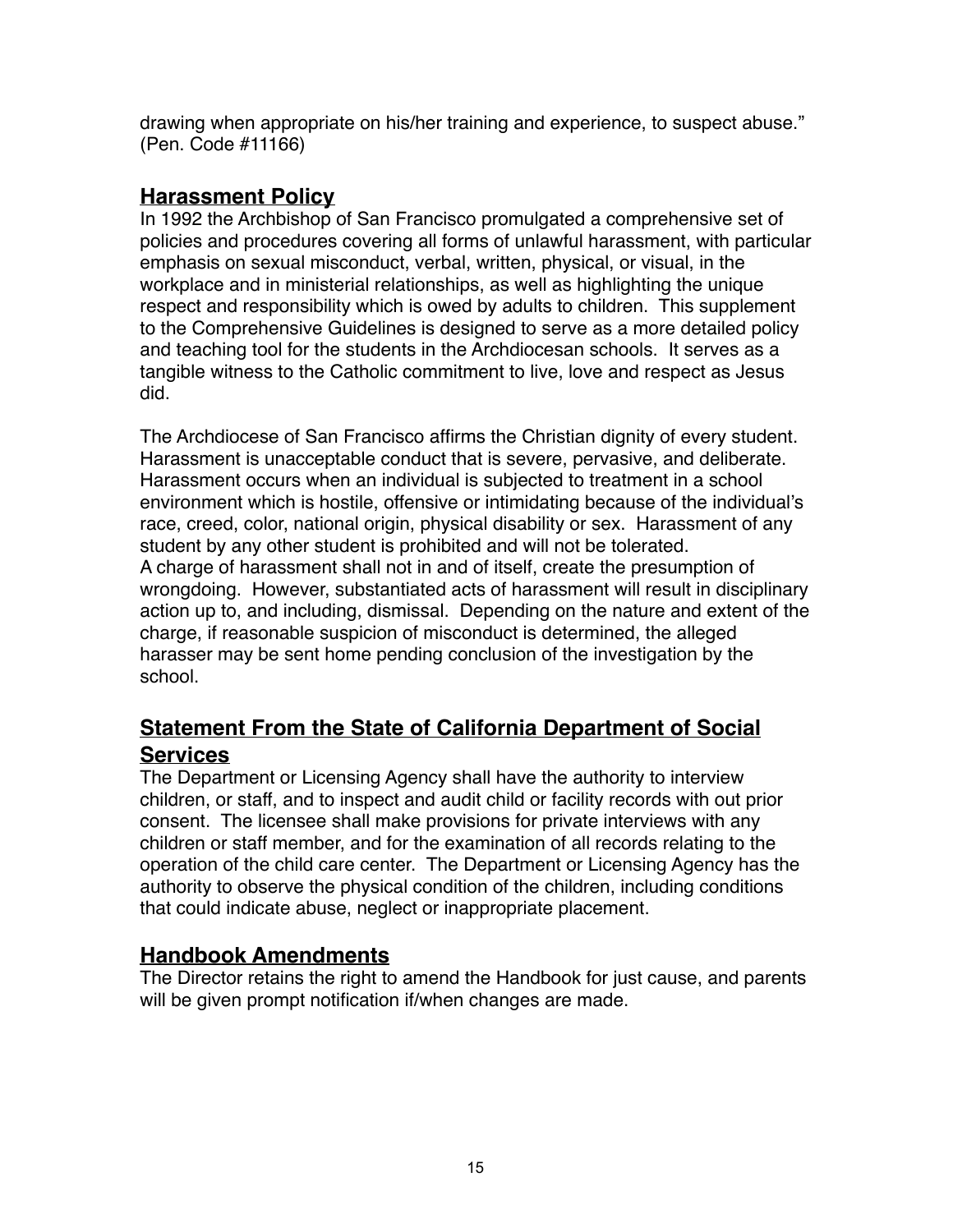drawing when appropriate on his/her training and experience, to suspect abuse." (Pen. Code #11166)

## Harassment Policy

In 1992 the Archbishop of San Francisco promulgated a comprehensive set of policies and procedures covering all forms of unlawful harassment, with particular emphasis on sexual misconduct, verbal, written, physical, or visual, in the workplace and in ministerial relationships, as well as highlighting the unique respect and responsibility which is owed by adults to children. This supplement to the Comprehensive Guidelines is designed to serve as a more detailed policy and teaching tool for the students in the Archdiocesan schools. It serves as a tangible witness to the Catholic commitment to live, love and respect as Jesus did.

The Archdiocese of San Francisco affirms the Christian dignity of every student. Harassment is unacceptable conduct that is severe, pervasive, and deliberate. Harassment occurs when an individual is subjected to treatment in a school environment which is hostile, offensive or intimidating because of the individual's race, creed, color, national origin, physical disability or sex. Harassment of any student by any other student is prohibited and will not be tolerated.
A charge of harassment shall not in and of itself, create the presumption of wrongdoing. However, substantiated acts of harassment will result in disciplinary action up to, and including, dismissal. Depending on the nature and extent of the charge, if reasonable suspicion of misconduct is determined, the alleged harasser may be sent home pending conclusion of the investigation by the school.

## Statement From the State of California Department of Social Services

The Department or Licensing Agency shall have the authority to interview children, or staff, and to inspect and audit child or facility records with out prior consent. The licensee shall make provisions for private interviews with any children or staff member, and for the examination of all records relating to the operation of the child care center. The Department or Licensing Agency has the authority to observe the physical condition of the children, including conditions that could indicate abuse, neglect or inappropriate placement.

## Handbook Amendments

The Director retains the right to amend the Handbook for just cause, and parents will be given prompt notification if/when changes are made.